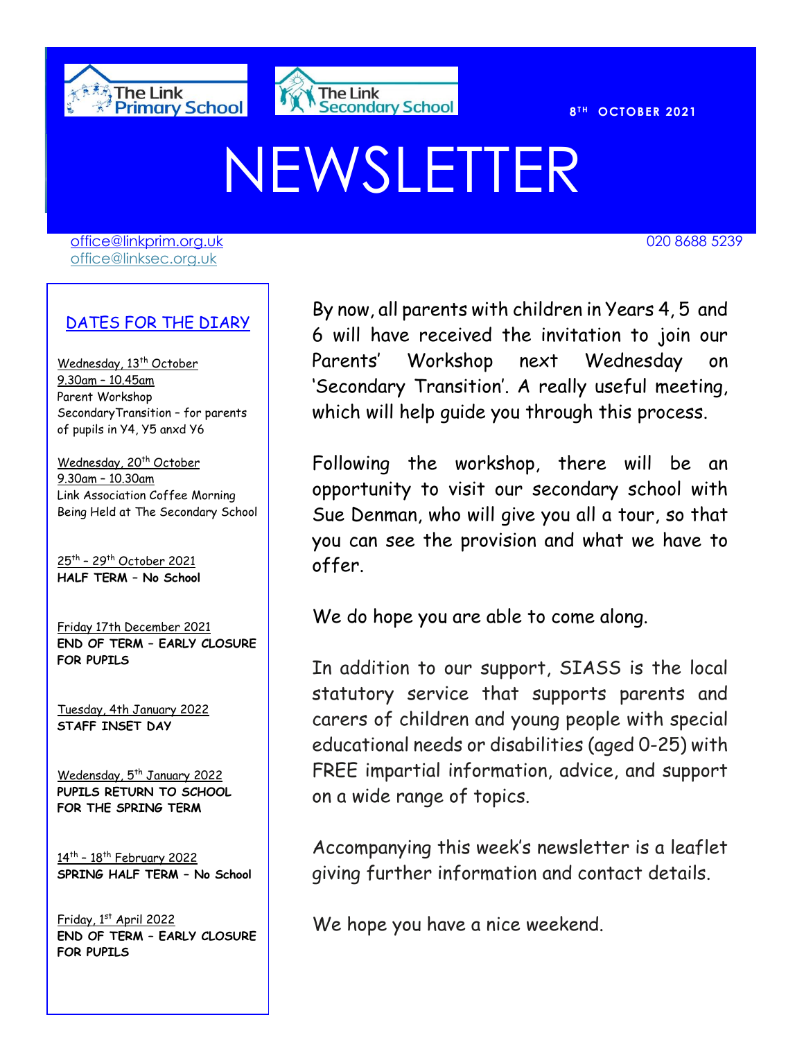The Link Primary School

The Link Secondary School

8TH OCTOBER 2021

# NEWSLETTER

office@linkprim.org.uk
office@linksec.org.uk

020 8688 5239

## DATES FOR THE DIARY

Wednesday, 13th October
9.30am – 10.45am
Parent Workshop
SecondaryTransition – for parents of pupils in Y4, Y5 anxd Y6

Wednesday, 20th October
9.30am – 10.30am
Link Association Coffee Morning Being Held at The Secondary School

25th – 29th October 2021
**HALF TERM – No School**

Friday 17th December 2021
**END OF TERM – EARLY CLOSURE FOR PUPILS**

Tuesday, 4th January 2022
**STAFF INSET DAY**

Wedensday, 5th January 2022
**PUPILS RETURN TO SCHOOL FOR THE SPRING TERM**

14th – 18th February 2022
**SPRING HALF TERM – No School**

Friday, 1st April 2022
**END OF TERM – EARLY CLOSURE FOR PUPILS**

By now, all parents with children in Years 4, 5 and 6 will have received the invitation to join our Parents' Workshop next Wednesday on 'Secondary Transition'. A really useful meeting, which will help guide you through this process.

Following the workshop, there will be an opportunity to visit our secondary school with Sue Denman, who will give you all a tour, so that you can see the provision and what we have to offer.

We do hope you are able to come along.

In addition to our support, SIASS is the local statutory service that supports parents and carers of children and young people with special educational needs or disabilities (aged 0-25) with FREE impartial information, advice, and support on a wide range of topics.

Accompanying this week's newsletter is a leaflet giving further information and contact details.

We hope you have a nice weekend.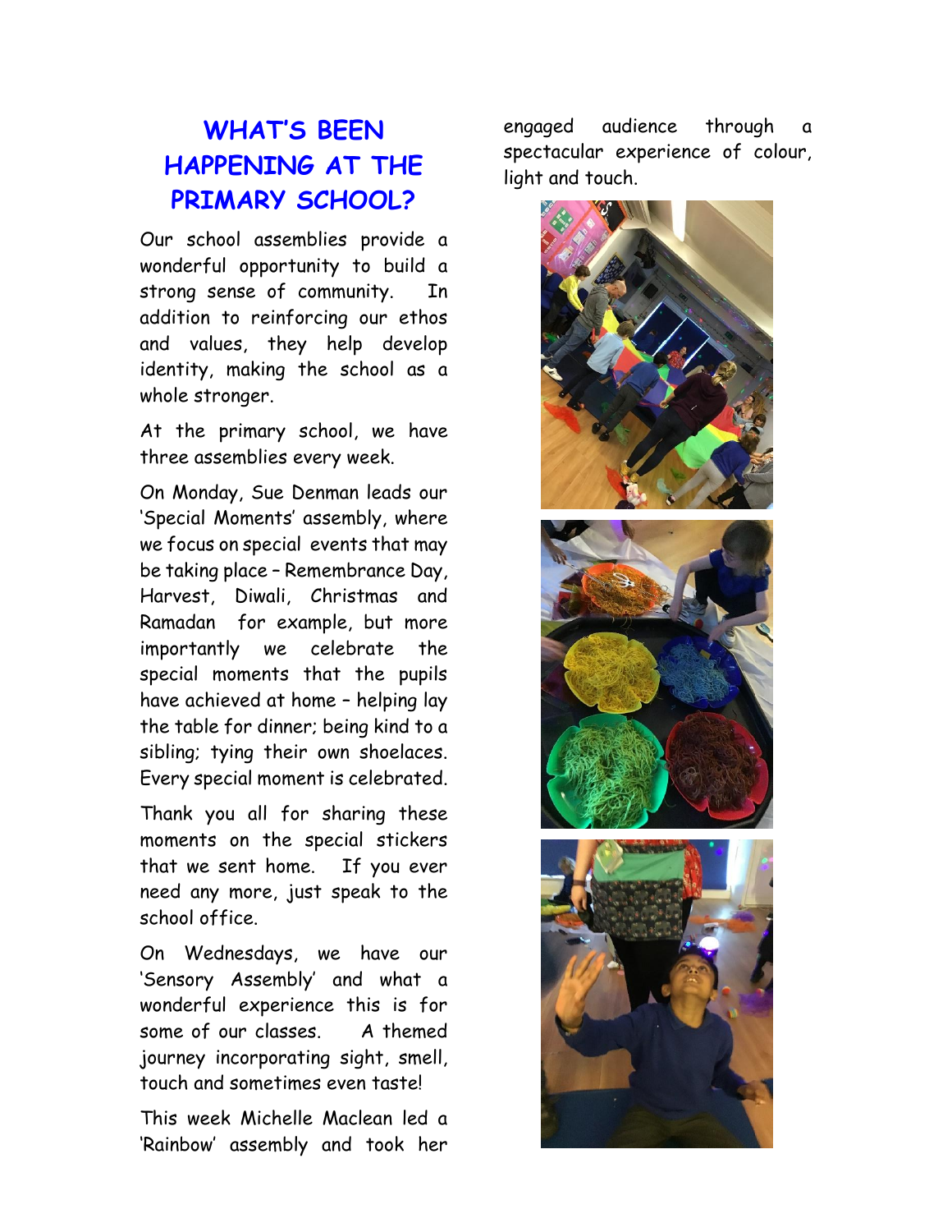## WHAT'S BEEN HAPPENING AT THE PRIMARY SCHOOL?

Our school assemblies provide a wonderful opportunity to build a strong sense of community. In addition to reinforcing our ethos and values, they help develop identity, making the school as a whole stronger.

At the primary school, we have three assemblies every week.

On Monday, Sue Denman leads our 'Special Moments' assembly, where we focus on special events that may be taking place – Remembrance Day, Harvest, Diwali, Christmas and Ramadan for example, but more importantly we celebrate the special moments that the pupils have achieved at home – helping lay the table for dinner; being kind to a sibling; tying their own shoelaces. Every special moment is celebrated.

Thank you all for sharing these moments on the special stickers that we sent home. If you ever need any more, just speak to the school office.

On Wednesdays, we have our 'Sensory Assembly' and what a wonderful experience this is for some of our classes. A themed journey incorporating sight, smell, touch and sometimes even taste!

This week Michelle Maclean led a 'Rainbow' assembly and took her engaged audience through a spectacular experience of colour, light and touch.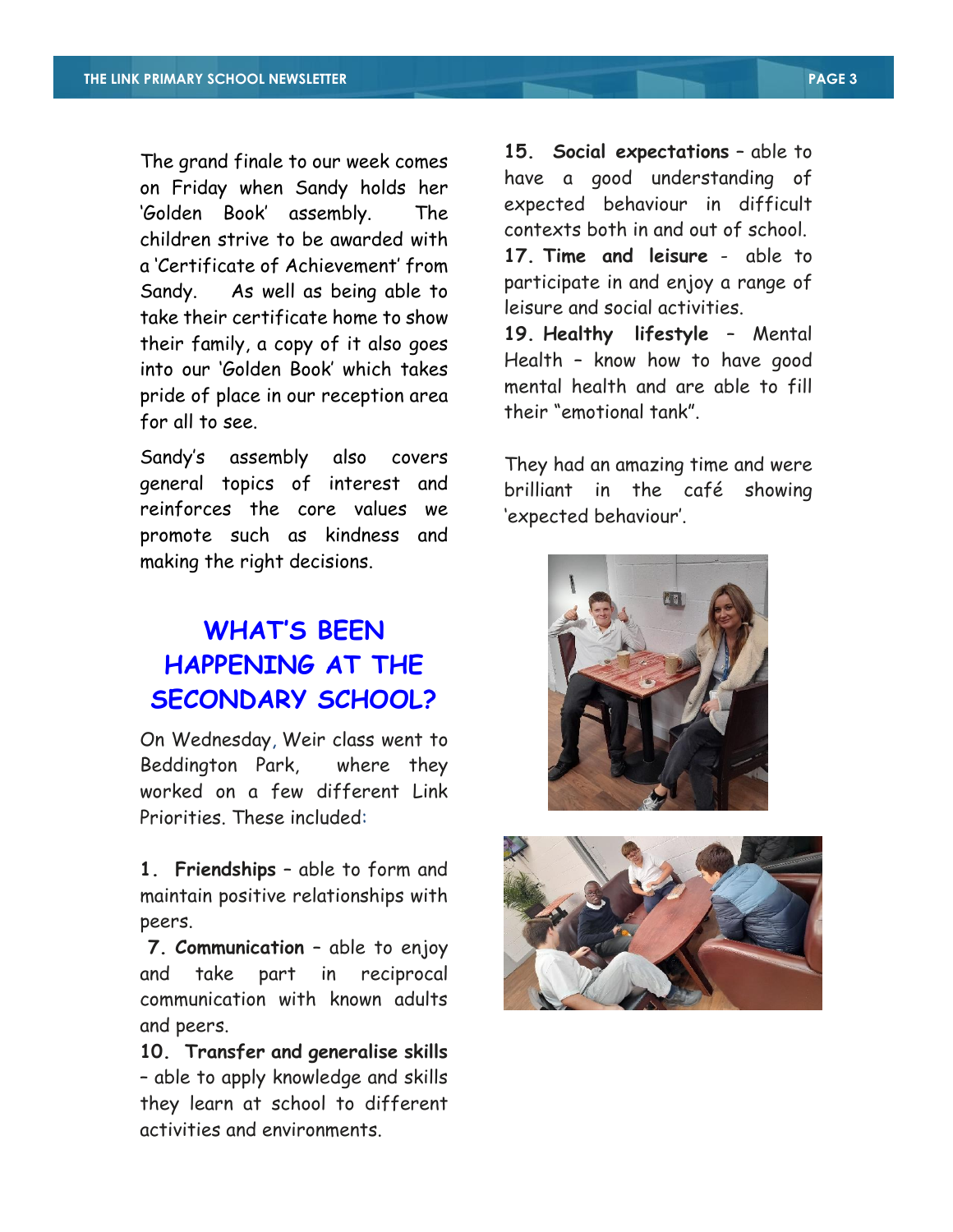The grand finale to our week comes on Friday when Sandy holds her 'Golden Book' assembly. The children strive to be awarded with a 'Certificate of Achievement' from Sandy. As well as being able to take their certificate home to show their family, a copy of it also goes into our 'Golden Book' which takes pride of place in our reception area for all to see.

Sandy's assembly also covers general topics of interest and reinforces the core values we promote such as kindness and making the right decisions.

## WHAT'S BEEN HAPPENING AT THE SECONDARY SCHOOL?

On Wednesday, Weir class went to Beddington Park, where they worked on a few different Link Priorities. These included:

**1. Friendships** – able to form and maintain positive relationships with peers.

**7. Communication** – able to enjoy and take part in reciprocal communication with known adults and peers.

**10. Transfer and generalise skills** – able to apply knowledge and skills they learn at school to different activities and environments.

**15. Social expectations** – able to have a good understanding of expected behaviour in difficult contexts both in and out of school.

**17. Time and leisure** - able to participate in and enjoy a range of leisure and social activities.

**19. Healthy lifestyle** – Mental Health – know how to have good mental health and are able to fill their "emotional tank".

They had an amazing time and were brilliant in the café showing 'expected behaviour'.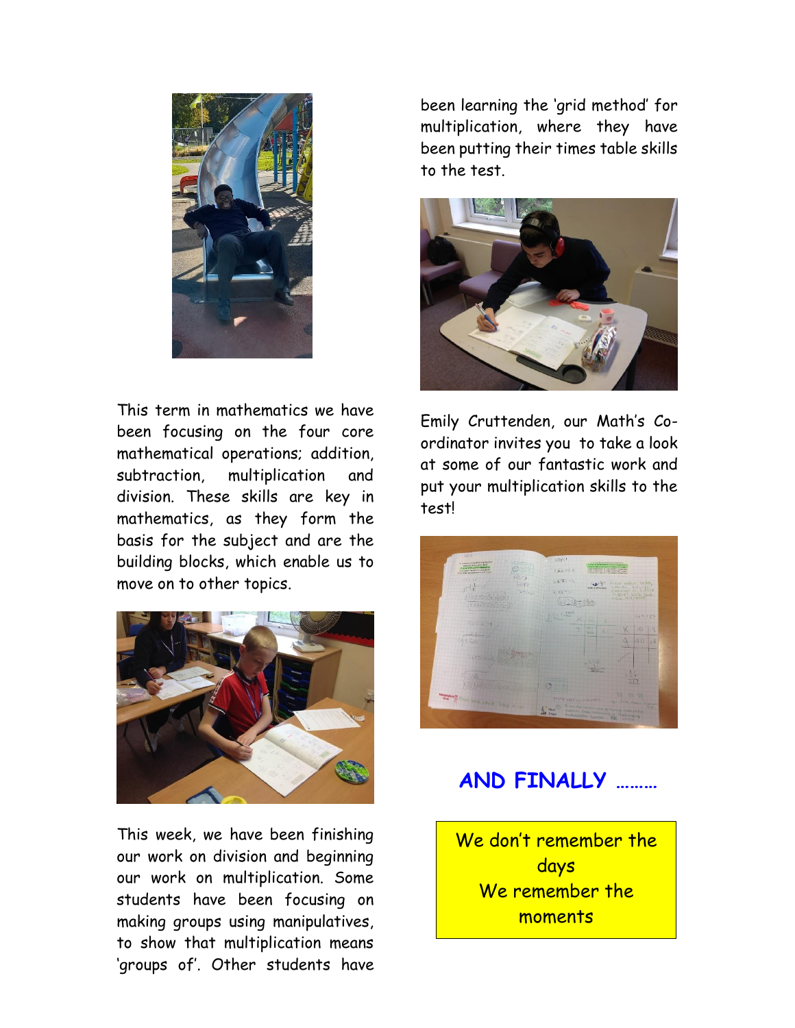This term in mathematics we have been focusing on the four core mathematical operations; addition, subtraction, multiplication and division. These skills are key in mathematics, as they form the basis for the subject and are the building blocks, which enable us to move on to other topics.

This week, we have been finishing our work on division and beginning our work on multiplication. Some students have been focusing on making groups using manipulatives, to show that multiplication means 'groups of'. Other students have been learning the 'grid method' for multiplication, where they have been putting their times table skills to the test.

Emily Cruttenden, our Math's Co-ordinator invites you to take a look at some of our fantastic work and put your multiplication skills to the test!

## AND FINALLY ………

We don't remember the days
We remember the moments